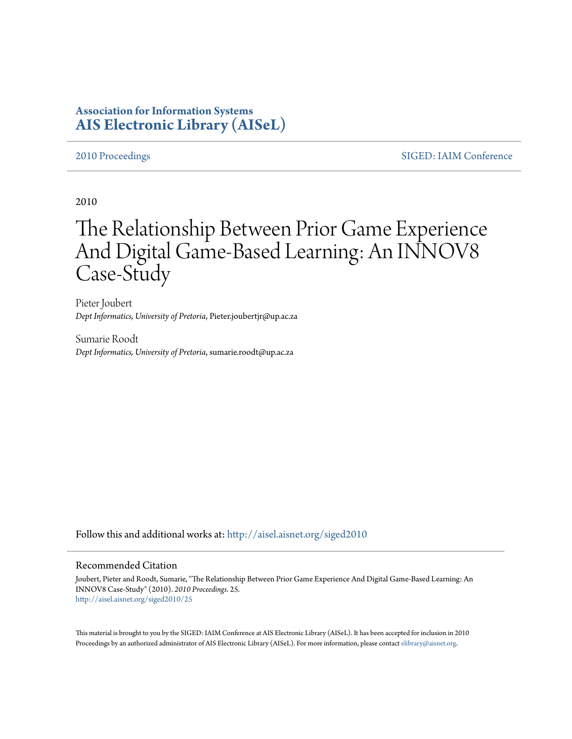**Association for Information Systems**
**AIS Electronic Library (AISeL)**

2010 Proceedings | SIGED: IAIM Conference
---|---

2010

# The Relationship Between Prior Game Experience And Digital Game-Based Learning: An INNOV8 Case-Study

Pieter Joubert
*Dept Informatics, University of Pretoria*, Pieter.joubertjr@up.ac.za

Sumarie Roodt
*Dept Informatics, University of Pretoria*, sumarie.roodt@up.ac.za

Follow this and additional works at: http://aisel.aisnet.org/siged2010

## Recommended Citation

Joubert, Pieter and Roodt, Sumarie, "The Relationship Between Prior Game Experience And Digital Game-Based Learning: An INNOV8 Case-Study" (2010). *2010 Proceedings*. 25.
http://aisel.aisnet.org/siged2010/25

This material is brought to you by the SIGED: IAIM Conference at AIS Electronic Library (AISeL). It has been accepted for inclusion in 2010 Proceedings by an authorized administrator of AIS Electronic Library (AISeL). For more information, please contact elibrary@aisnet.org.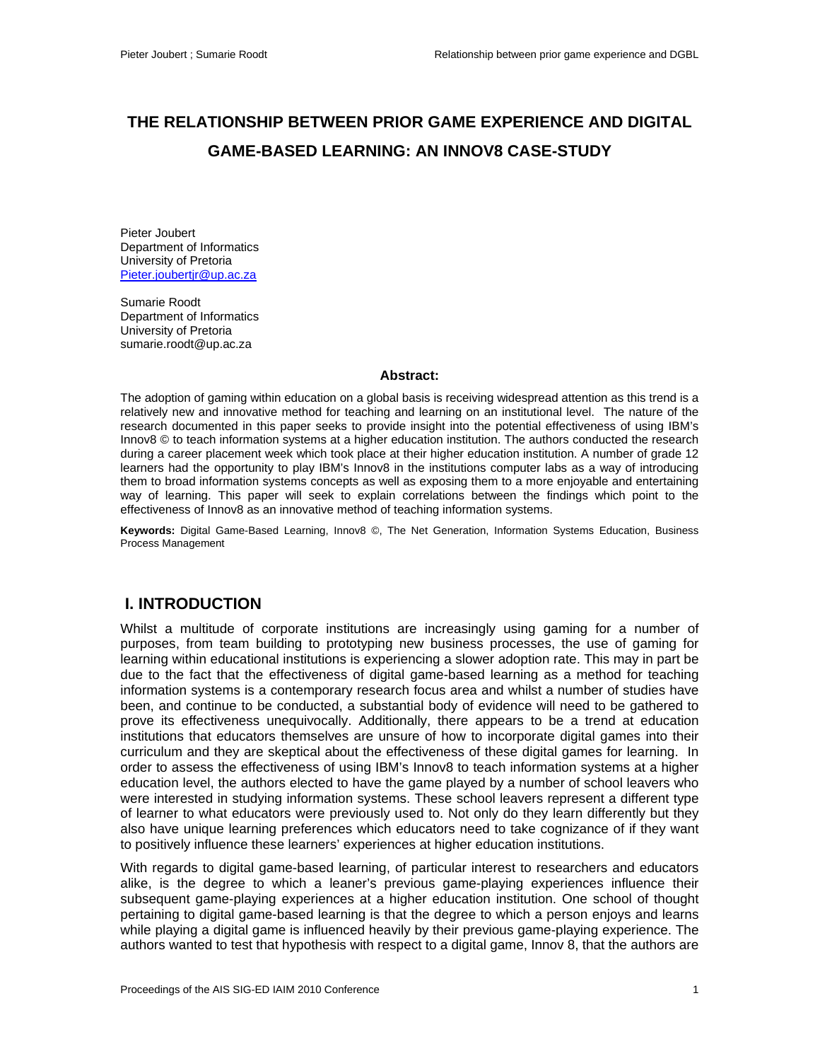# THE RELATIONSHIP BETWEEN PRIOR GAME EXPERIENCE AND DIGITAL GAME-BASED LEARNING: AN INNOV8 CASE-STUDY

Pieter Joubert
Department of Informatics
University of Pretoria
Pieter.joubertjr@up.ac.za

Sumarie Roodt
Department of Informatics
University of Pretoria
sumarie.roodt@up.ac.za

**Abstract:**

The adoption of gaming within education on a global basis is receiving widespread attention as this trend is a relatively new and innovative method for teaching and learning on an institutional level. The nature of the research documented in this paper seeks to provide insight into the potential effectiveness of using IBM's Innov8 © to teach information systems at a higher education institution. The authors conducted the research during a career placement week which took place at their higher education institution. A number of grade 12 learners had the opportunity to play IBM's Innov8 in the institutions computer labs as a way of introducing them to broad information systems concepts as well as exposing them to a more enjoyable and entertaining way of learning. This paper will seek to explain correlations between the findings which point to the effectiveness of Innov8 as an innovative method of teaching information systems.

**Keywords:** Digital Game-Based Learning, Innov8 ©, The Net Generation, Information Systems Education, Business Process Management

## I. INTRODUCTION

Whilst a multitude of corporate institutions are increasingly using gaming for a number of purposes, from team building to prototyping new business processes, the use of gaming for learning within educational institutions is experiencing a slower adoption rate. This may in part be due to the fact that the effectiveness of digital game-based learning as a method for teaching information systems is a contemporary research focus area and whilst a number of studies have been, and continue to be conducted, a substantial body of evidence will need to be gathered to prove its effectiveness unequivocally. Additionally, there appears to be a trend at education institutions that educators themselves are unsure of how to incorporate digital games into their curriculum and they are skeptical about the effectiveness of these digital games for learning. In order to assess the effectiveness of using IBM's Innov8 to teach information systems at a higher education level, the authors elected to have the game played by a number of school leavers who were interested in studying information systems. These school leavers represent a different type of learner to what educators were previously used to. Not only do they learn differently but they also have unique learning preferences which educators need to take cognizance of if they want to positively influence these learners' experiences at higher education institutions.

With regards to digital game-based learning, of particular interest to researchers and educators alike, is the degree to which a leaner's previous game-playing experiences influence their subsequent game-playing experiences at a higher education institution. One school of thought pertaining to digital game-based learning is that the degree to which a person enjoys and learns while playing a digital game is influenced heavily by their previous game-playing experience. The authors wanted to test that hypothesis with respect to a digital game, Innov 8, that the authors are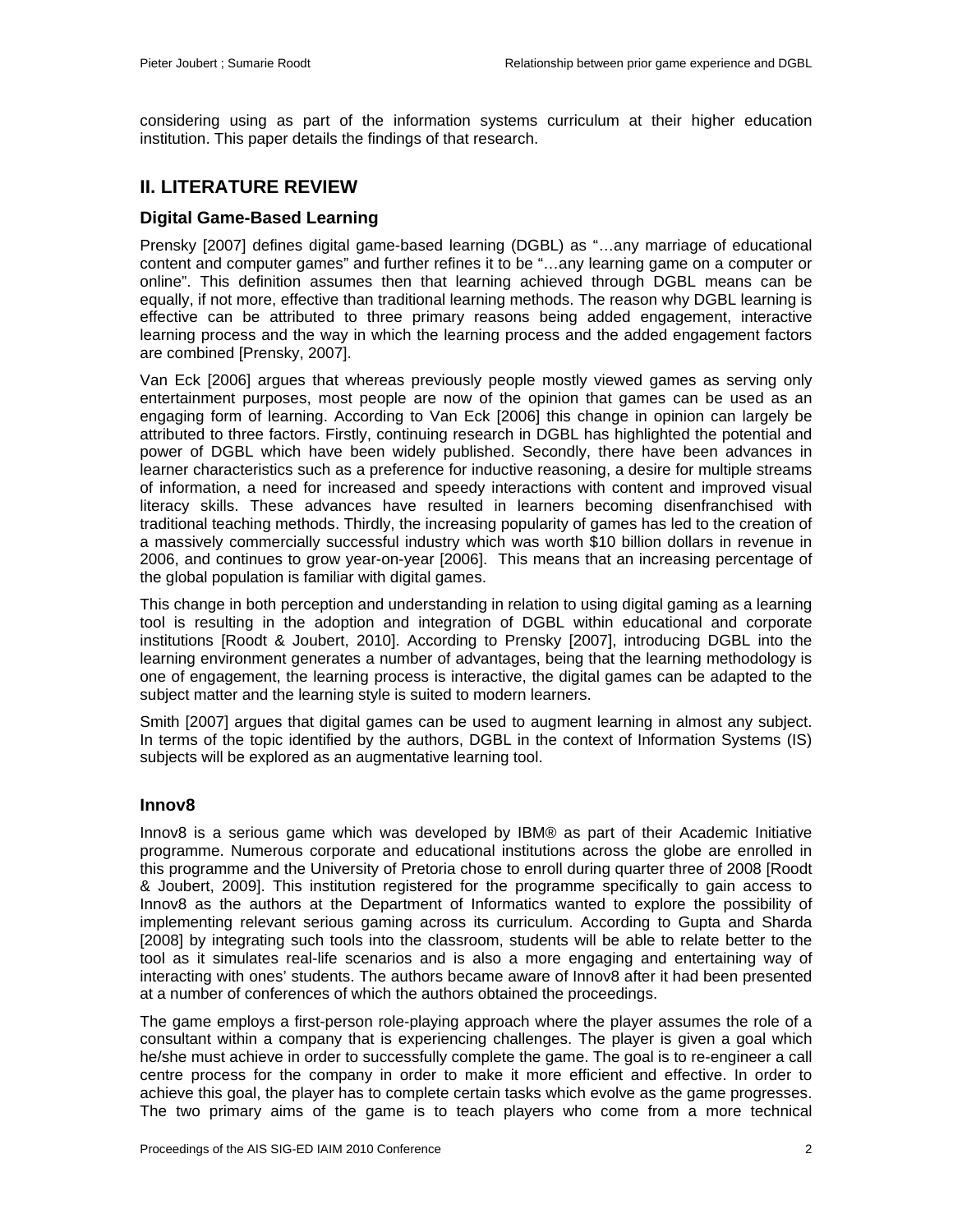considering using as part of the information systems curriculum at their higher education institution. This paper details the findings of that research.

## II. LITERATURE REVIEW

### Digital Game-Based Learning

Prensky [2007] defines digital game-based learning (DGBL) as "…any marriage of educational content and computer games" and further refines it to be "…any learning game on a computer or online". This definition assumes then that learning achieved through DGBL means can be equally, if not more, effective than traditional learning methods. The reason why DGBL learning is effective can be attributed to three primary reasons being added engagement, interactive learning process and the way in which the learning process and the added engagement factors are combined [Prensky, 2007].

Van Eck [2006] argues that whereas previously people mostly viewed games as serving only entertainment purposes, most people are now of the opinion that games can be used as an engaging form of learning. According to Van Eck [2006] this change in opinion can largely be attributed to three factors. Firstly, continuing research in DGBL has highlighted the potential and power of DGBL which have been widely published. Secondly, there have been advances in learner characteristics such as a preference for inductive reasoning, a desire for multiple streams of information, a need for increased and speedy interactions with content and improved visual literacy skills. These advances have resulted in learners becoming disenfranchised with traditional teaching methods. Thirdly, the increasing popularity of games has led to the creation of a massively commercially successful industry which was worth $10 billion dollars in revenue in 2006, and continues to grow year-on-year [2006]. This means that an increasing percentage of the global population is familiar with digital games.

This change in both perception and understanding in relation to using digital gaming as a learning tool is resulting in the adoption and integration of DGBL within educational and corporate institutions [Roodt & Joubert, 2010]. According to Prensky [2007], introducing DGBL into the learning environment generates a number of advantages, being that the learning methodology is one of engagement, the learning process is interactive, the digital games can be adapted to the subject matter and the learning style is suited to modern learners.

Smith [2007] argues that digital games can be used to augment learning in almost any subject. In terms of the topic identified by the authors, DGBL in the context of Information Systems (IS) subjects will be explored as an augmentative learning tool.

### Innov8

Innov8 is a serious game which was developed by IBM® as part of their Academic Initiative programme. Numerous corporate and educational institutions across the globe are enrolled in this programme and the University of Pretoria chose to enroll during quarter three of 2008 [Roodt & Joubert, 2009]. This institution registered for the programme specifically to gain access to Innov8 as the authors at the Department of Informatics wanted to explore the possibility of implementing relevant serious gaming across its curriculum. According to Gupta and Sharda [2008] by integrating such tools into the classroom, students will be able to relate better to the tool as it simulates real-life scenarios and is also a more engaging and entertaining way of interacting with ones' students. The authors became aware of Innov8 after it had been presented at a number of conferences of which the authors obtained the proceedings.

The game employs a first-person role-playing approach where the player assumes the role of a consultant within a company that is experiencing challenges. The player is given a goal which he/she must achieve in order to successfully complete the game. The goal is to re-engineer a call centre process for the company in order to make it more efficient and effective. In order to achieve this goal, the player has to complete certain tasks which evolve as the game progresses. The two primary aims of the game is to teach players who come from a more technical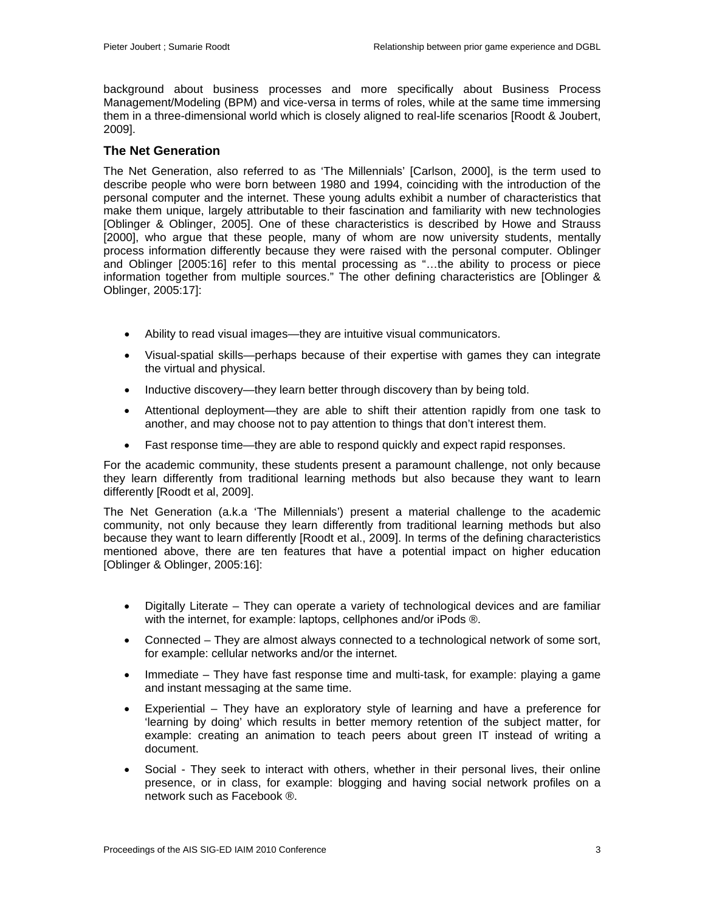background about business processes and more specifically about Business Process Management/Modeling (BPM) and vice-versa in terms of roles, while at the same time immersing them in a three-dimensional world which is closely aligned to real-life scenarios [Roodt & Joubert, 2009].

### The Net Generation

The Net Generation, also referred to as 'The Millennials' [Carlson, 2000], is the term used to describe people who were born between 1980 and 1994, coinciding with the introduction of the personal computer and the internet. These young adults exhibit a number of characteristics that make them unique, largely attributable to their fascination and familiarity with new technologies [Oblinger & Oblinger, 2005]. One of these characteristics is described by Howe and Strauss [2000], who argue that these people, many of whom are now university students, mentally process information differently because they were raised with the personal computer. Oblinger and Oblinger [2005:16] refer to this mental processing as "…the ability to process or piece information together from multiple sources." The other defining characteristics are [Oblinger & Oblinger, 2005:17]:

- Ability to read visual images—they are intuitive visual communicators.
- Visual-spatial skills—perhaps because of their expertise with games they can integrate the virtual and physical.
- Inductive discovery—they learn better through discovery than by being told.
- Attentional deployment—they are able to shift their attention rapidly from one task to another, and may choose not to pay attention to things that don't interest them.
- Fast response time—they are able to respond quickly and expect rapid responses.

For the academic community, these students present a paramount challenge, not only because they learn differently from traditional learning methods but also because they want to learn differently [Roodt et al, 2009].

The Net Generation (a.k.a 'The Millennials') present a material challenge to the academic community, not only because they learn differently from traditional learning methods but also because they want to learn differently [Roodt et al., 2009]. In terms of the defining characteristics mentioned above, there are ten features that have a potential impact on higher education [Oblinger & Oblinger, 2005:16]:

- Digitally Literate – They can operate a variety of technological devices and are familiar with the internet, for example: laptops, cellphones and/or iPods ®.
- Connected – They are almost always connected to a technological network of some sort, for example: cellular networks and/or the internet.
- Immediate – They have fast response time and multi-task, for example: playing a game and instant messaging at the same time.
- Experiential – They have an exploratory style of learning and have a preference for 'learning by doing' which results in better memory retention of the subject matter, for example: creating an animation to teach peers about green IT instead of writing a document.
- Social - They seek to interact with others, whether in their personal lives, their online presence, or in class, for example: blogging and having social network profiles on a network such as Facebook ®.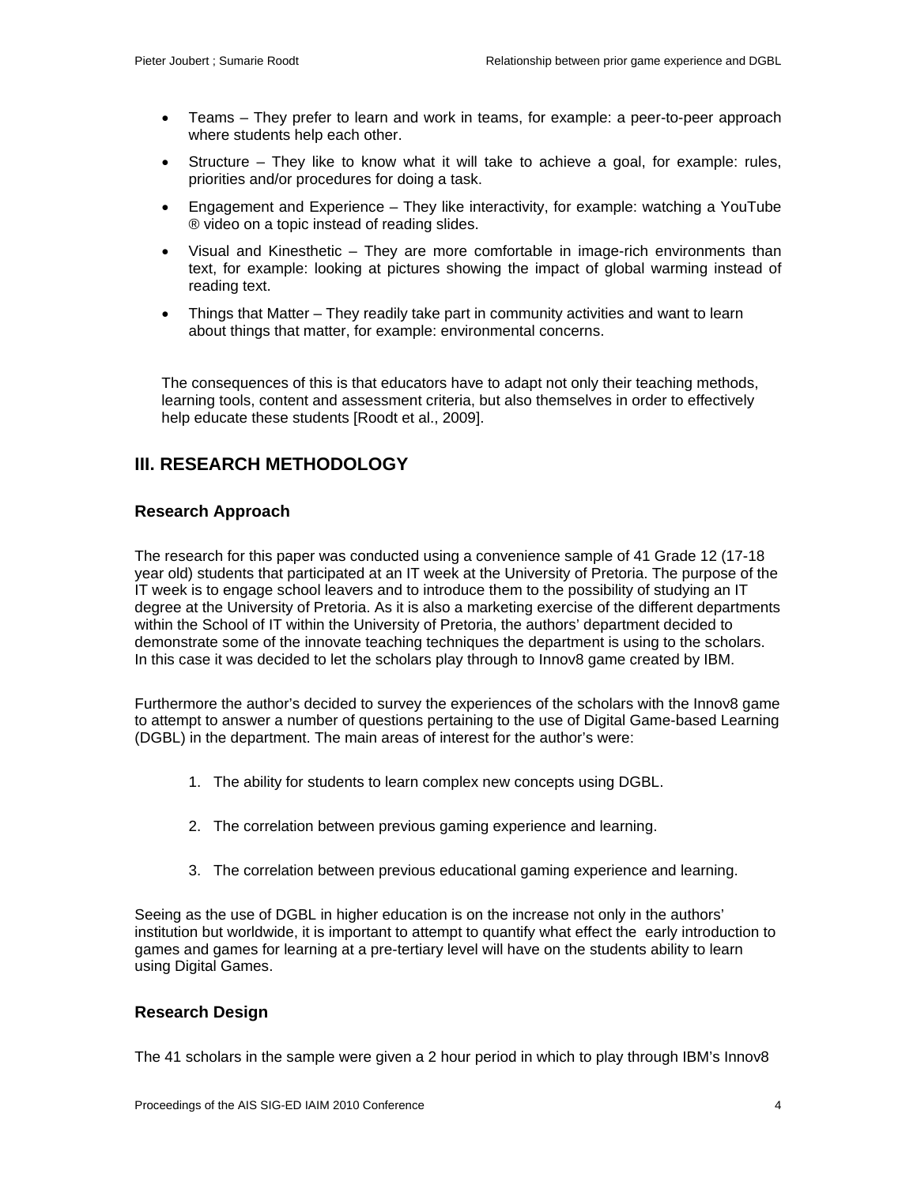- Teams – They prefer to learn and work in teams, for example: a peer-to-peer approach where students help each other.
- Structure – They like to know what it will take to achieve a goal, for example: rules, priorities and/or procedures for doing a task.
- Engagement and Experience – They like interactivity, for example: watching a YouTube ® video on a topic instead of reading slides.
- Visual and Kinesthetic – They are more comfortable in image-rich environments than text, for example: looking at pictures showing the impact of global warming instead of reading text.
- Things that Matter – They readily take part in community activities and want to learn about things that matter, for example: environmental concerns.

The consequences of this is that educators have to adapt not only their teaching methods, learning tools, content and assessment criteria, but also themselves in order to effectively help educate these students [Roodt et al., 2009].

## III. RESEARCH METHODOLOGY

### Research Approach

The research for this paper was conducted using a convenience sample of 41 Grade 12 (17-18 year old) students that participated at an IT week at the University of Pretoria. The purpose of the IT week is to engage school leavers and to introduce them to the possibility of studying an IT degree at the University of Pretoria. As it is also a marketing exercise of the different departments within the School of IT within the University of Pretoria, the authors' department decided to demonstrate some of the innovate teaching techniques the department is using to the scholars. In this case it was decided to let the scholars play through to Innov8 game created by IBM.

Furthermore the author's decided to survey the experiences of the scholars with the Innov8 game to attempt to answer a number of questions pertaining to the use of Digital Game-based Learning (DGBL) in the department. The main areas of interest for the author's were:

1. The ability for students to learn complex new concepts using DGBL.
2. The correlation between previous gaming experience and learning.
3. The correlation between previous educational gaming experience and learning.

Seeing as the use of DGBL in higher education is on the increase not only in the authors' institution but worldwide, it is important to attempt to quantify what effect the early introduction to games and games for learning at a pre-tertiary level will have on the students ability to learn using Digital Games.

### Research Design

The 41 scholars in the sample were given a 2 hour period in which to play through IBM's Innov8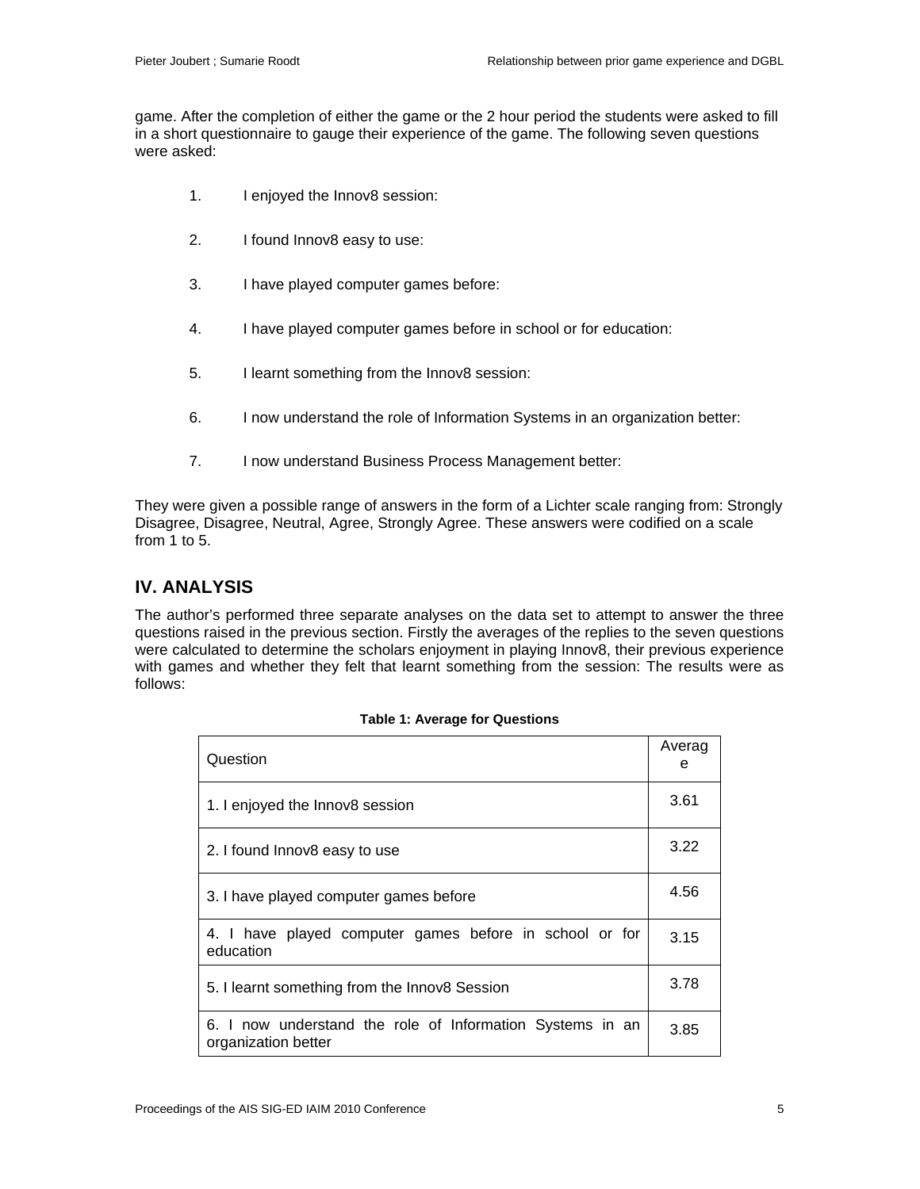game. After the completion of either the game or the 2 hour period the students were asked to fill in a short questionnaire to gauge their experience of the game. The following seven questions were asked:

1. I enjoyed the Innov8 session:
2. I found Innov8 easy to use:
3. I have played computer games before:
4. I have played computer games before in school or for education:
5. I learnt something from the Innov8 session:
6. I now understand the role of Information Systems in an organization better:
7. I now understand Business Process Management better:

They were given a possible range of answers in the form of a Lichter scale ranging from: Strongly Disagree, Disagree, Neutral, Agree, Strongly Agree. These answers were codified on a scale from 1 to 5.

## IV. ANALYSIS

The author's performed three separate analyses on the data set to attempt to answer the three questions raised in the previous section. Firstly the averages of the replies to the seven questions were calculated to determine the scholars enjoyment in playing Innov8, their previous experience with games and whether they felt that learnt something from the session: The results were as follows:

**Table 1: Average for Questions**

| Question | Average |
|---|---|
| 1. I enjoyed the Innov8 session | 3.61 |
| 2. I found Innov8 easy to use | 3.22 |
| 3. I have played computer games before | 4.56 |
| 4. I have played computer games before in school or for education | 3.15 |
| 5. I learnt something from the Innov8 Session | 3.78 |
| 6. I now understand the role of Information Systems in an organization better | 3.85 |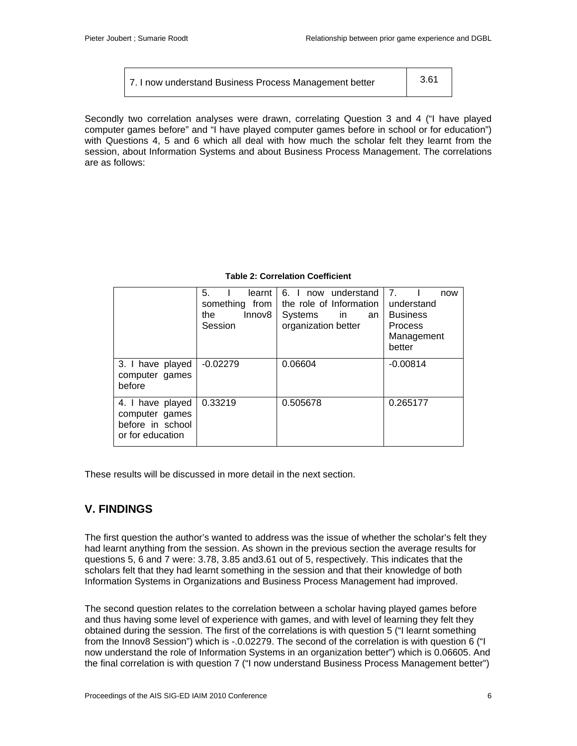| 7. I now understand Business Process Management better | 3.61 |
|---|---|

Secondly two correlation analyses were drawn, correlating Question 3 and 4 ("I have played computer games before" and "I have played computer games before in school or for education") with Questions 4, 5 and 6 which all deal with how much the scholar felt they learnt from the session, about Information Systems and about Business Process Management. The correlations are as follows:

**Table 2: Correlation Coefficient**

| | 5. I learnt something from the Innov8 Session | 6. I now understand the role of Information Systems in an organization better | 7. I now understand Business Process Management better |
|---|---|---|---|
| 3. I have played computer games before | -0.02279 | 0.06604 | -0.00814 |
| 4. I have played computer games before in school or for education | 0.33219 | 0.505678 | 0.265177 |

These results will be discussed in more detail in the next section.

## V. FINDINGS

The first question the author's wanted to address was the issue of whether the scholar's felt they had learnt anything from the session. As shown in the previous section the average results for questions 5, 6 and 7 were: 3.78, 3.85 and3.61 out of 5, respectively. This indicates that the scholars felt that they had learnt something in the session and that their knowledge of both Information Systems in Organizations and Business Process Management had improved.

The second question relates to the correlation between a scholar having played games before and thus having some level of experience with games, and with level of learning they felt they obtained during the session. The first of the correlations is with question 5 ("I learnt something from the Innov8 Session") which is -.0.02279. The second of the correlation is with question 6 ("I now understand the role of Information Systems in an organization better") which is 0.06605. And the final correlation is with question 7 ("I now understand Business Process Management better")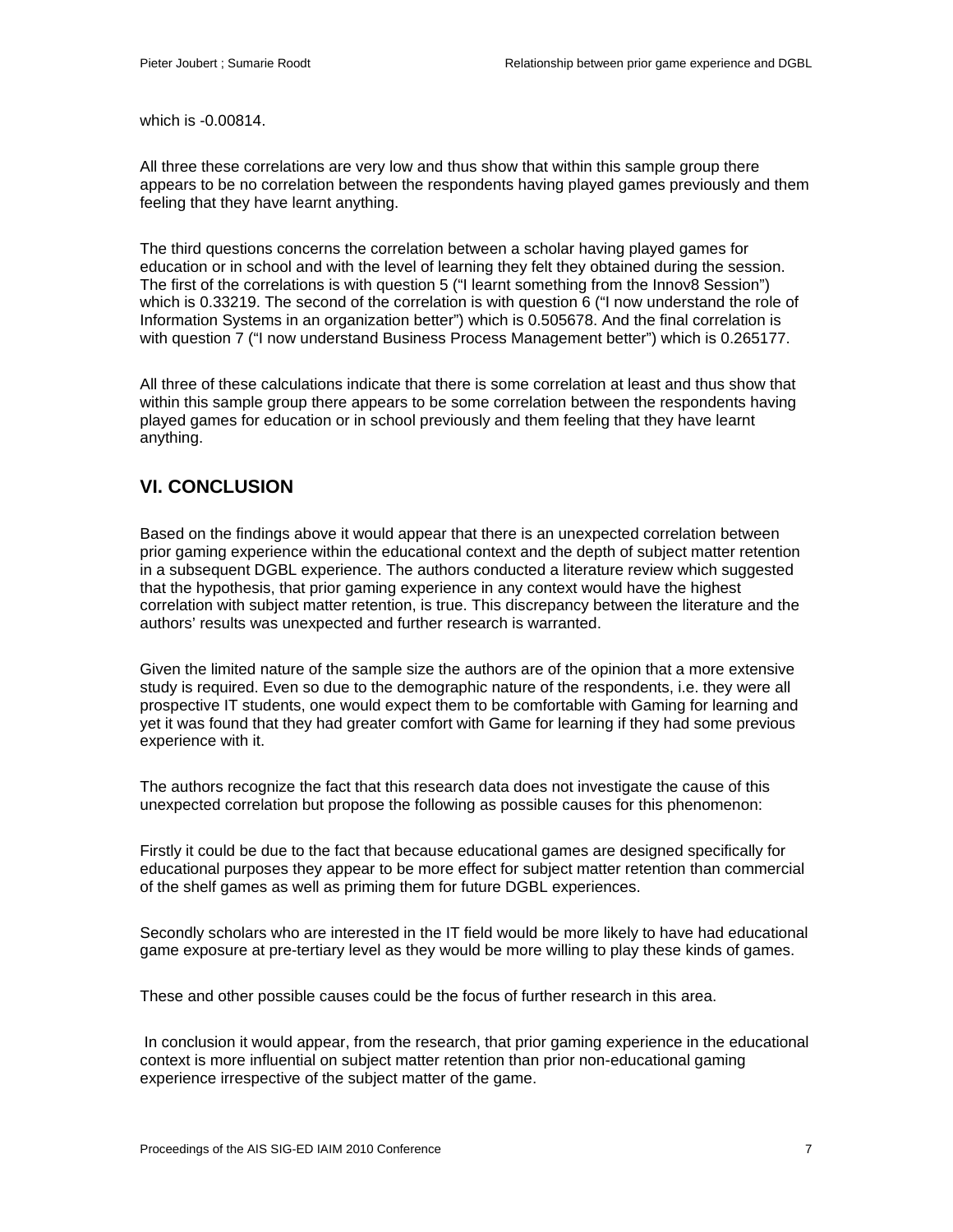which is -0.00814.

All three these correlations are very low and thus show that within this sample group there appears to be no correlation between the respondents having played games previously and them feeling that they have learnt anything.

The third questions concerns the correlation between a scholar having played games for education or in school and with the level of learning they felt they obtained during the session. The first of the correlations is with question 5 ("I learnt something from the Innov8 Session") which is 0.33219. The second of the correlation is with question 6 ("I now understand the role of Information Systems in an organization better") which is 0.505678. And the final correlation is with question 7 ("I now understand Business Process Management better") which is 0.265177.

All three of these calculations indicate that there is some correlation at least and thus show that within this sample group there appears to be some correlation between the respondents having played games for education or in school previously and them feeling that they have learnt anything.

## VI. CONCLUSION

Based on the findings above it would appear that there is an unexpected correlation between prior gaming experience within the educational context and the depth of subject matter retention in a subsequent DGBL experience. The authors conducted a literature review which suggested that the hypothesis, that prior gaming experience in any context would have the highest correlation with subject matter retention, is true. This discrepancy between the literature and the authors' results was unexpected and further research is warranted.

Given the limited nature of the sample size the authors are of the opinion that a more extensive study is required. Even so due to the demographic nature of the respondents, i.e. they were all prospective IT students, one would expect them to be comfortable with Gaming for learning and yet it was found that they had greater comfort with Game for learning if they had some previous experience with it.

The authors recognize the fact that this research data does not investigate the cause of this unexpected correlation but propose the following as possible causes for this phenomenon:

Firstly it could be due to the fact that because educational games are designed specifically for educational purposes they appear to be more effect for subject matter retention than commercial of the shelf games as well as priming them for future DGBL experiences.

Secondly scholars who are interested in the IT field would be more likely to have had educational game exposure at pre-tertiary level as they would be more willing to play these kinds of games.

These and other possible causes could be the focus of further research in this area.

In conclusion it would appear, from the research, that prior gaming experience in the educational context is more influential on subject matter retention than prior non-educational gaming experience irrespective of the subject matter of the game.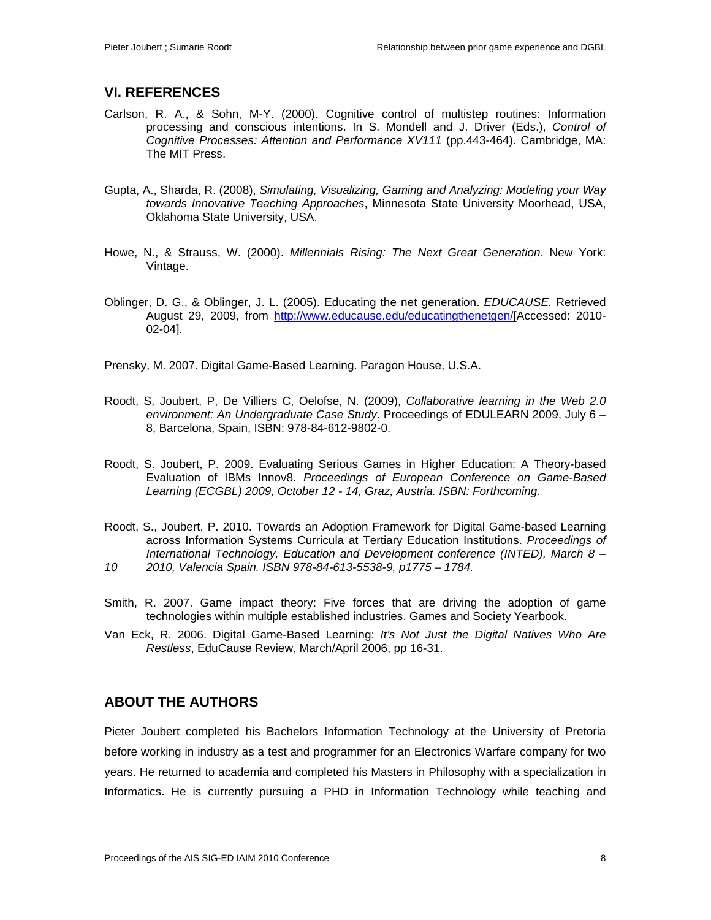## VI. REFERENCES

Carlson, R. A., & Sohn, M-Y. (2000). Cognitive control of multistep routines: Information processing and conscious intentions. In S. Mondell and J. Driver (Eds.), *Control of Cognitive Processes: Attention and Performance XV111* (pp.443-464). Cambridge, MA: The MIT Press.

Gupta, A., Sharda, R. (2008), *Simulating, Visualizing, Gaming and Analyzing: Modeling your Way towards Innovative Teaching Approaches*, Minnesota State University Moorhead, USA, Oklahoma State University, USA.

Howe, N., & Strauss, W. (2000). *Millennials Rising: The Next Great Generation*. New York: Vintage.

Oblinger, D. G., & Oblinger, J. L. (2005). Educating the net generation. *EDUCAUSE.* Retrieved August 29, 2009, from http://www.educause.edu/educatingthenetgen/[Accessed: 2010-02-04].

Prensky, M. 2007. Digital Game-Based Learning. Paragon House, U.S.A.

Roodt, S, Joubert, P, De Villiers C, Oelofse, N. (2009), *Collaborative learning in the Web 2.0 environment: An Undergraduate Case Study*. Proceedings of EDULEARN 2009, July 6 – 8, Barcelona, Spain, ISBN: 978-84-612-9802-0.

Roodt, S. Joubert, P. 2009. Evaluating Serious Games in Higher Education: A Theory-based Evaluation of IBMs Innov8. *Proceedings of European Conference on Game-Based Learning (ECGBL) 2009, October 12 - 14, Graz, Austria. ISBN: Forthcoming.*

Roodt, S., Joubert, P. 2010. Towards an Adoption Framework for Digital Game-based Learning across Information Systems Curricula at Tertiary Education Institutions. *Proceedings of International Technology, Education and Development conference (INTED), March 8 – 10 2010, Valencia Spain. ISBN 978-84-613-5538-9, p1775 – 1784.*

Smith, R. 2007. Game impact theory: Five forces that are driving the adoption of game technologies within multiple established industries. Games and Society Yearbook.

Van Eck, R. 2006. Digital Game-Based Learning: *It's Not Just the Digital Natives Who Are Restless*, EduCause Review, March/April 2006, pp 16-31.

## ABOUT THE AUTHORS

Pieter Joubert completed his Bachelors Information Technology at the University of Pretoria before working in industry as a test and programmer for an Electronics Warfare company for two years. He returned to academia and completed his Masters in Philosophy with a specialization in Informatics. He is currently pursuing a PHD in Information Technology while teaching and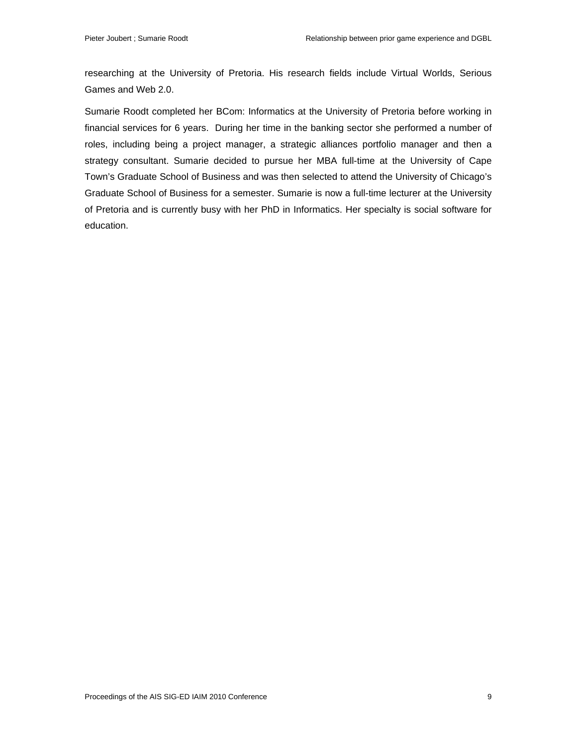researching at the University of Pretoria. His research fields include Virtual Worlds, Serious Games and Web 2.0.

Sumarie Roodt completed her BCom: Informatics at the University of Pretoria before working in financial services for 6 years. During her time in the banking sector she performed a number of roles, including being a project manager, a strategic alliances portfolio manager and then a strategy consultant. Sumarie decided to pursue her MBA full-time at the University of Cape Town's Graduate School of Business and was then selected to attend the University of Chicago's Graduate School of Business for a semester. Sumarie is now a full-time lecturer at the University of Pretoria and is currently busy with her PhD in Informatics. Her specialty is social software for education.